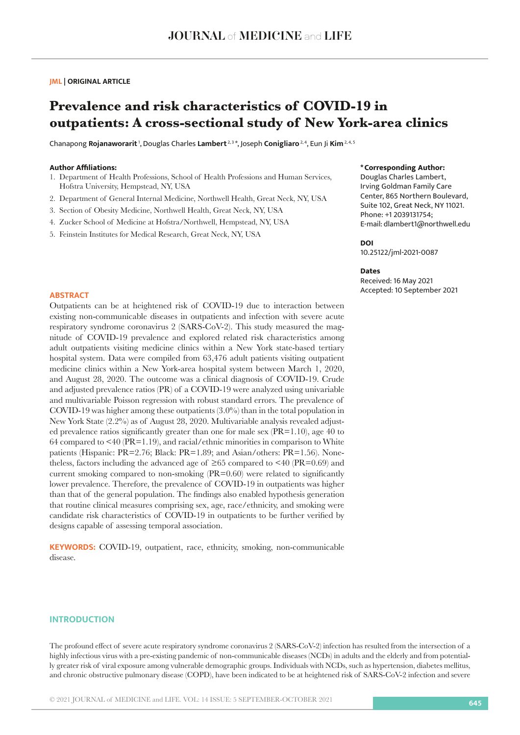**JML | ORIGINAL ARTICLE**

# Prevalence and risk characteristics of COVID-19 in outpatients: A cross-sectional study of New York-area clinics

Chanapong **Rojanaworarit**[1], Douglas Charles **Lambert**[2,3*], Joseph **Conigliaro**[2,4], Eun Ji **Kim**[2,4,5]

**Author Affiliations:**

1. Department of Health Professions, School of Health Professions and Human Services, Hofstra University, Hempstead, NY, USA
2. Department of General Internal Medicine, Northwell Health, Great Neck, NY, USA
3. Section of Obesity Medicine, Northwell Health, Great Neck, NY, USA
4. Zucker School of Medicine at Hofstra/Northwell, Hempstead, NY, USA
5. Feinstein Institutes for Medical Research, Great Neck, NY, USA

**\*Corresponding Author:**
Douglas Charles Lambert, Irving Goldman Family Care Center, 865 Northern Boulevard, Suite 102, Great Neck, NY 11021. Phone: +1 2039131754; E-mail: dlambert1@northwell.edu

**DOI**
10.25122/jml-2021-0087

**Dates**
Received: 16 May 2021
Accepted: 10 September 2021

## ABSTRACT

Outpatients can be at heightened risk of COVID-19 due to interaction between existing non-communicable diseases in outpatients and infection with severe acute respiratory syndrome coronavirus 2 (SARS-CoV-2). This study measured the magnitude of COVID-19 prevalence and explored related risk characteristics among adult outpatients visiting medicine clinics within a New York state-based tertiary hospital system. Data were compiled from 63,476 adult patients visiting outpatient medicine clinics within a New York-area hospital system between March 1, 2020, and August 28, 2020. The outcome was a clinical diagnosis of COVID-19. Crude and adjusted prevalence ratios (PR) of a COVID-19 were analyzed using univariable and multivariable Poisson regression with robust standard errors. The prevalence of COVID-19 was higher among these outpatients (3.0%) than in the total population in New York State (2.2%) as of August 28, 2020. Multivariable analysis revealed adjusted prevalence ratios significantly greater than one for male sex (PR=1.10), age 40 to 64 compared to <40 (PR=1.19), and racial/ethnic minorities in comparison to White patients (Hispanic: PR=2.76; Black: PR=1.89; and Asian/others: PR=1.56). Nonetheless, factors including the advanced age of ≥65 compared to <40 (PR=0.69) and current smoking compared to non-smoking (PR=0.60) were related to significantly lower prevalence. Therefore, the prevalence of COVID-19 in outpatients was higher than that of the general population. The findings also enabled hypothesis generation that routine clinical measures comprising sex, age, race/ethnicity, and smoking were candidate risk characteristics of COVID-19 in outpatients to be further verified by designs capable of assessing temporal association.

**KEYWORDS:** COVID-19, outpatient, race, ethnicity, smoking, non-communicable disease.

## INTRODUCTION

The profound effect of severe acute respiratory syndrome coronavirus 2 (SARS-CoV-2) infection has resulted from the intersection of a highly infectious virus with a pre-existing pandemic of non-communicable diseases (NCDs) in adults and the elderly and from potentially greater risk of viral exposure among vulnerable demographic groups. Individuals with NCDs, such as hypertension, diabetes mellitus, and chronic obstructive pulmonary disease (COPD), have been indicated to be at heightened risk of SARS-CoV-2 infection and severe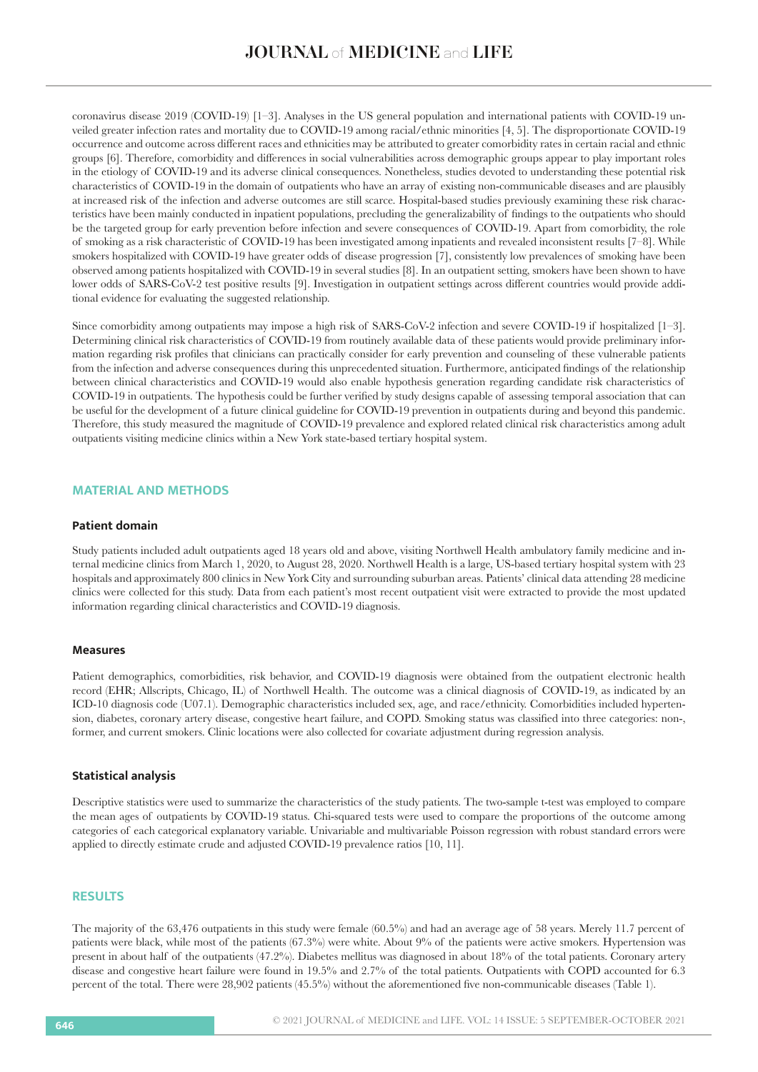coronavirus disease 2019 (COVID-19) [1–3]. Analyses in the US general population and international patients with COVID-19 unveiled greater infection rates and mortality due to COVID-19 among racial/ethnic minorities [4, 5]. The disproportionate COVID-19 occurrence and outcome across different races and ethnicities may be attributed to greater comorbidity rates in certain racial and ethnic groups [6]. Therefore, comorbidity and differences in social vulnerabilities across demographic groups appear to play important roles in the etiology of COVID-19 and its adverse clinical consequences. Nonetheless, studies devoted to understanding these potential risk characteristics of COVID-19 in the domain of outpatients who have an array of existing non-communicable diseases and are plausibly at increased risk of the infection and adverse outcomes are still scarce. Hospital-based studies previously examining these risk characteristics have been mainly conducted in inpatient populations, precluding the generalizability of findings to the outpatients who should be the targeted group for early prevention before infection and severe consequences of COVID-19. Apart from comorbidity, the role of smoking as a risk characteristic of COVID-19 has been investigated among inpatients and revealed inconsistent results [7–8]. While smokers hospitalized with COVID-19 have greater odds of disease progression [7], consistently low prevalences of smoking have been observed among patients hospitalized with COVID-19 in several studies [8]. In an outpatient setting, smokers have been shown to have lower odds of SARS-CoV-2 test positive results [9]. Investigation in outpatient settings across different countries would provide additional evidence for evaluating the suggested relationship.

Since comorbidity among outpatients may impose a high risk of SARS-CoV-2 infection and severe COVID-19 if hospitalized [1–3]. Determining clinical risk characteristics of COVID-19 from routinely available data of these patients would provide preliminary information regarding risk profiles that clinicians can practically consider for early prevention and counseling of these vulnerable patients from the infection and adverse consequences during this unprecedented situation. Furthermore, anticipated findings of the relationship between clinical characteristics and COVID-19 would also enable hypothesis generation regarding candidate risk characteristics of COVID-19 in outpatients. The hypothesis could be further verified by study designs capable of assessing temporal association that can be useful for the development of a future clinical guideline for COVID-19 prevention in outpatients during and beyond this pandemic. Therefore, this study measured the magnitude of COVID-19 prevalence and explored related clinical risk characteristics among adult outpatients visiting medicine clinics within a New York state-based tertiary hospital system.

## MATERIAL AND METHODS

### Patient domain

Study patients included adult outpatients aged 18 years old and above, visiting Northwell Health ambulatory family medicine and internal medicine clinics from March 1, 2020, to August 28, 2020. Northwell Health is a large, US-based tertiary hospital system with 23 hospitals and approximately 800 clinics in New York City and surrounding suburban areas. Patients' clinical data attending 28 medicine clinics were collected for this study. Data from each patient's most recent outpatient visit were extracted to provide the most updated information regarding clinical characteristics and COVID-19 diagnosis.

### Measures

Patient demographics, comorbidities, risk behavior, and COVID-19 diagnosis were obtained from the outpatient electronic health record (EHR; Allscripts, Chicago, IL) of Northwell Health. The outcome was a clinical diagnosis of COVID-19, as indicated by an ICD-10 diagnosis code (U07.1). Demographic characteristics included sex, age, and race/ethnicity. Comorbidities included hypertension, diabetes, coronary artery disease, congestive heart failure, and COPD. Smoking status was classified into three categories: non-, former, and current smokers. Clinic locations were also collected for covariate adjustment during regression analysis.

### Statistical analysis

Descriptive statistics were used to summarize the characteristics of the study patients. The two-sample t-test was employed to compare the mean ages of outpatients by COVID-19 status. Chi-squared tests were used to compare the proportions of the outcome among categories of each categorical explanatory variable. Univariable and multivariable Poisson regression with robust standard errors were applied to directly estimate crude and adjusted COVID-19 prevalence ratios [10, 11].

## RESULTS

The majority of the 63,476 outpatients in this study were female (60.5%) and had an average age of 58 years. Merely 11.7 percent of patients were black, while most of the patients (67.3%) were white. About 9% of the patients were active smokers. Hypertension was present in about half of the outpatients (47.2%). Diabetes mellitus was diagnosed in about 18% of the total patients. Coronary artery disease and congestive heart failure were found in 19.5% and 2.7% of the total patients. Outpatients with COPD accounted for 6.3 percent of the total. There were 28,902 patients (45.5%) without the aforementioned five non-communicable diseases (Table 1).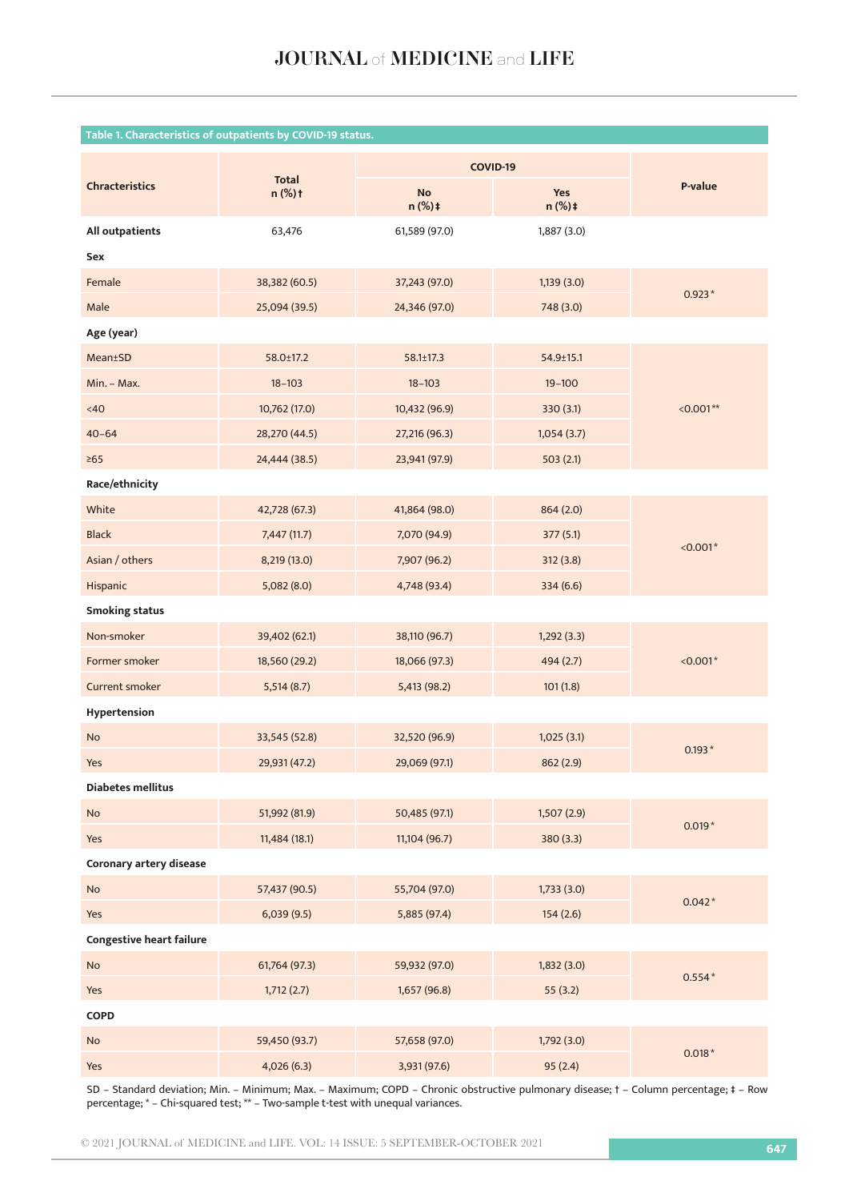**Table 1. Characteristics of outpatients by COVID-19 status.**

| Chracteristics | Total n (%)† | COVID-19 | | P-value |
|---|---|---|---|---|
| | | No n (%)‡ | Yes n (%)‡ | |
| **All outpatients** | 63,476 | 61,589 (97.0) | 1,887 (3.0) | |
| **Sex** | | | | |
| Female | 38,382 (60.5) | 37,243 (97.0) | 1,139 (3.0) | 0.923* |
| Male | 25,094 (39.5) | 24,346 (97.0) | 748 (3.0) | |
| **Age (year)** | | | | |
| Mean±SD | 58.0±17.2 | 58.1±17.3 | 54.9±15.1 | <0.001** |
| Min. – Max. | 18–103 | 18–103 | 19–100 | |
| <40 | 10,762 (17.0) | 10,432 (96.9) | 330 (3.1) | |
| 40–64 | 28,270 (44.5) | 27,216 (96.3) | 1,054 (3.7) | |
| ≥65 | 24,444 (38.5) | 23,941 (97.9) | 503 (2.1) | |
| **Race/ethnicity** | | | | |
| White | 42,728 (67.3) | 41,864 (98.0) | 864 (2.0) | <0.001* |
| Black | 7,447 (11.7) | 7,070 (94.9) | 377 (5.1) | |
| Asian / others | 8,219 (13.0) | 7,907 (96.2) | 312 (3.8) | |
| Hispanic | 5,082 (8.0) | 4,748 (93.4) | 334 (6.6) | |
| **Smoking status** | | | | |
| Non-smoker | 39,402 (62.1) | 38,110 (96.7) | 1,292 (3.3) | <0.001* |
| Former smoker | 18,560 (29.2) | 18,066 (97.3) | 494 (2.7) | |
| Current smoker | 5,514 (8.7) | 5,413 (98.2) | 101 (1.8) | |
| **Hypertension** | | | | |
| No | 33,545 (52.8) | 32,520 (96.9) | 1,025 (3.1) | 0.193* |
| Yes | 29,931 (47.2) | 29,069 (97.1) | 862 (2.9) | |
| **Diabetes mellitus** | | | | |
| No | 51,992 (81.9) | 50,485 (97.1) | 1,507 (2.9) | 0.019* |
| Yes | 11,484 (18.1) | 11,104 (96.7) | 380 (3.3) | |
| **Coronary artery disease** | | | | |
| No | 57,437 (90.5) | 55,704 (97.0) | 1,733 (3.0) | 0.042* |
| Yes | 6,039 (9.5) | 5,885 (97.4) | 154 (2.6) | |
| **Congestive heart failure** | | | | |
| No | 61,764 (97.3) | 59,932 (97.0) | 1,832 (3.0) | 0.554* |
| Yes | 1,712 (2.7) | 1,657 (96.8) | 55 (3.2) | |
| **COPD** | | | | |
| No | 59,450 (93.7) | 57,658 (97.0) | 1,792 (3.0) | 0.018* |
| Yes | 4,026 (6.3) | 3,931 (97.6) | 95 (2.4) | |

SD – Standard deviation; Min. – Minimum; Max. – Maximum; COPD – Chronic obstructive pulmonary disease; † – Column percentage; ‡ – Row percentage; * – Chi-squared test; ** – Two-sample t-test with unequal variances.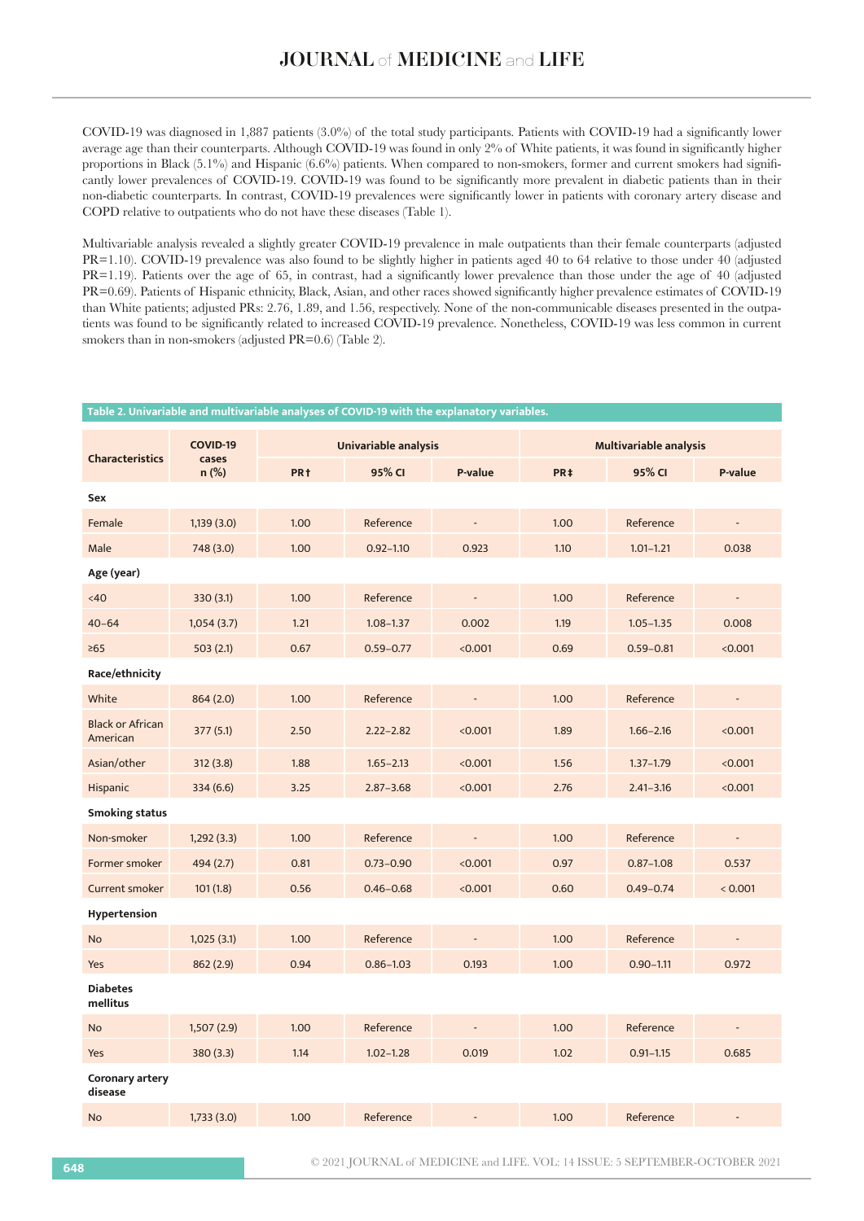COVID-19 was diagnosed in 1,887 patients (3.0%) of the total study participants. Patients with COVID-19 had a significantly lower average age than their counterparts. Although COVID-19 was found in only 2% of White patients, it was found in significantly higher proportions in Black (5.1%) and Hispanic (6.6%) patients. When compared to non-smokers, former and current smokers had significantly lower prevalences of COVID-19. COVID-19 was found to be significantly more prevalent in diabetic patients than in their non-diabetic counterparts. In contrast, COVID-19 prevalences were significantly lower in patients with coronary artery disease and COPD relative to outpatients who do not have these diseases (Table 1).

Multivariable analysis revealed a slightly greater COVID-19 prevalence in male outpatients than their female counterparts (adjusted PR=1.10). COVID-19 prevalence was also found to be slightly higher in patients aged 40 to 64 relative to those under 40 (adjusted PR=1.19). Patients over the age of 65, in contrast, had a significantly lower prevalence than those under the age of 40 (adjusted PR=0.69). Patients of Hispanic ethnicity, Black, Asian, and other races showed significantly higher prevalence estimates of COVID-19 than White patients; adjusted PRs: 2.76, 1.89, and 1.56, respectively. None of the non-communicable diseases presented in the outpatients was found to be significantly related to increased COVID-19 prevalence. Nonetheless, COVID-19 was less common in current smokers than in non-smokers (adjusted PR=0.6) (Table 2).

**Table 2. Univariable and multivariable analyses of COVID-19 with the explanatory variables.**

| Characteristics | COVID-19 cases n (%) | Univariable analysis | | | Multivariable analysis | | |
|---|---|---|---|---|---|---|---|
| | | PR† | 95% CI | P-value | PR‡ | 95% CI | P-value |
| **Sex** | | | | | | | |
| Female | 1,139 (3.0) | 1.00 | Reference | - | 1.00 | Reference | - |
| Male | 748 (3.0) | 1.00 | 0.92–1.10 | 0.923 | 1.10 | 1.01–1.21 | 0.038 |
| **Age (year)** | | | | | | | |
| <40 | 330 (3.1) | 1.00 | Reference | - | 1.00 | Reference | - |
| 40–64 | 1,054 (3.7) | 1.21 | 1.08–1.37 | 0.002 | 1.19 | 1.05–1.35 | 0.008 |
| ≥65 | 503 (2.1) | 0.67 | 0.59–0.77 | <0.001 | 0.69 | 0.59–0.81 | <0.001 |
| **Race/ethnicity** | | | | | | | |
| White | 864 (2.0) | 1.00 | Reference | - | 1.00 | Reference | - |
| Black or African American | 377 (5.1) | 2.50 | 2.22–2.82 | <0.001 | 1.89 | 1.66–2.16 | <0.001 |
| Asian/other | 312 (3.8) | 1.88 | 1.65–2.13 | <0.001 | 1.56 | 1.37–1.79 | <0.001 |
| Hispanic | 334 (6.6) | 3.25 | 2.87–3.68 | <0.001 | 2.76 | 2.41–3.16 | <0.001 |
| **Smoking status** | | | | | | | |
| Non-smoker | 1,292 (3.3) | 1.00 | Reference | - | 1.00 | Reference | - |
| Former smoker | 494 (2.7) | 0.81 | 0.73–0.90 | <0.001 | 0.97 | 0.87–1.08 | 0.537 |
| Current smoker | 101 (1.8) | 0.56 | 0.46–0.68 | <0.001 | 0.60 | 0.49–0.74 | < 0.001 |
| **Hypertension** | | | | | | | |
| No | 1,025 (3.1) | 1.00 | Reference | - | 1.00 | Reference | - |
| Yes | 862 (2.9) | 0.94 | 0.86–1.03 | 0.193 | 1.00 | 0.90–1.11 | 0.972 |
| **Diabetes mellitus** | | | | | | | |
| No | 1,507 (2.9) | 1.00 | Reference | - | 1.00 | Reference | - |
| Yes | 380 (3.3) | 1.14 | 1.02–1.28 | 0.019 | 1.02 | 0.91–1.15 | 0.685 |
| **Coronary artery disease** | | | | | | | |
| No | 1,733 (3.0) | 1.00 | Reference | - | 1.00 | Reference | - |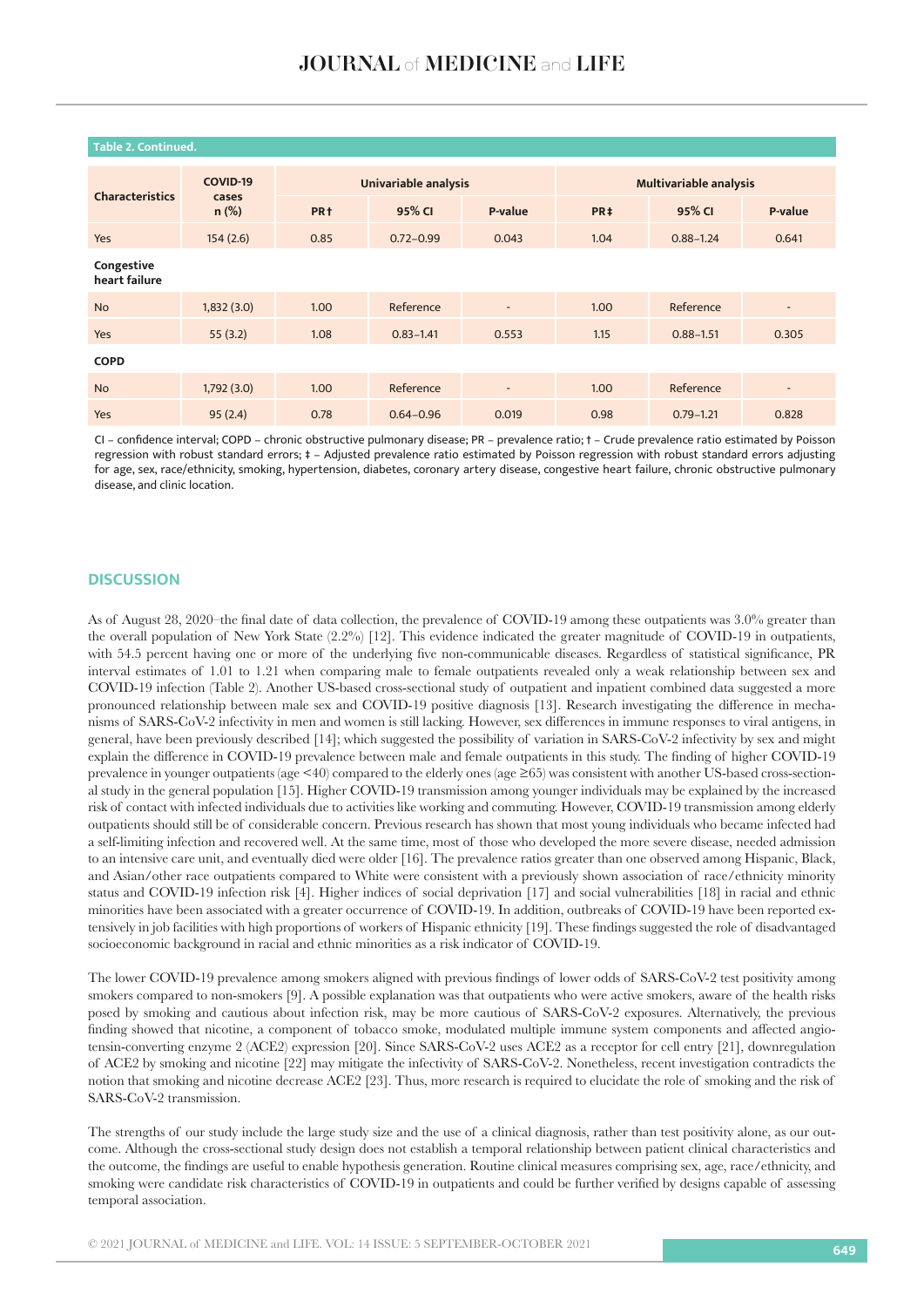**Table 2. Continued.**

| Characteristics | COVID-19 cases n (%) | Univariable analysis | | | Multivariable analysis | | |
|---|---|---|---|---|---|---|---|
| | | PR† | 95% CI | P-value | PR‡ | 95% CI | P-value |
| Yes | 154 (2.6) | 0.85 | 0.72–0.99 | 0.043 | 1.04 | 0.88–1.24 | 0.641 |
| **Congestive heart failure** | | | | | | | |
| No | 1,832 (3.0) | 1.00 | Reference | - | 1.00 | Reference | - |
| Yes | 55 (3.2) | 1.08 | 0.83–1.41 | 0.553 | 1.15 | 0.88–1.51 | 0.305 |
| **COPD** | | | | | | | |
| No | 1,792 (3.0) | 1.00 | Reference | - | 1.00 | Reference | - |
| Yes | 95 (2.4) | 0.78 | 0.64–0.96 | 0.019 | 0.98 | 0.79–1.21 | 0.828 |

CI – confidence interval; COPD – chronic obstructive pulmonary disease; PR – prevalence ratio; † – Crude prevalence ratio estimated by Poisson regression with robust standard errors; ‡ – Adjusted prevalence ratio estimated by Poisson regression with robust standard errors adjusting for age, sex, race/ethnicity, smoking, hypertension, diabetes, coronary artery disease, congestive heart failure, chronic obstructive pulmonary disease, and clinic location.

## DISCUSSION

As of August 28, 2020–the final date of data collection, the prevalence of COVID-19 among these outpatients was 3.0% greater than the overall population of New York State (2.2%) [12]. This evidence indicated the greater magnitude of COVID-19 in outpatients, with 54.5 percent having one or more of the underlying five non-communicable diseases. Regardless of statistical significance, PR interval estimates of 1.01 to 1.21 when comparing male to female outpatients revealed only a weak relationship between sex and COVID-19 infection (Table 2). Another US-based cross-sectional study of outpatient and inpatient combined data suggested a more pronounced relationship between male sex and COVID-19 positive diagnosis [13]. Research investigating the difference in mechanisms of SARS-CoV-2 infectivity in men and women is still lacking. However, sex differences in immune responses to viral antigens, in general, have been previously described [14]; which suggested the possibility of variation in SARS-CoV-2 infectivity by sex and might explain the difference in COVID-19 prevalence between male and female outpatients in this study. The finding of higher COVID-19 prevalence in younger outpatients (age <40) compared to the elderly ones (age ≥65) was consistent with another US-based cross-sectional study in the general population [15]. Higher COVID-19 transmission among younger individuals may be explained by the increased risk of contact with infected individuals due to activities like working and commuting. However, COVID-19 transmission among elderly outpatients should still be of considerable concern. Previous research has shown that most young individuals who became infected had a self-limiting infection and recovered well. At the same time, most of those who developed the more severe disease, needed admission to an intensive care unit, and eventually died were older [16]. The prevalence ratios greater than one observed among Hispanic, Black, and Asian/other race outpatients compared to White were consistent with a previously shown association of race/ethnicity minority status and COVID-19 infection risk [4]. Higher indices of social deprivation [17] and social vulnerabilities [18] in racial and ethnic minorities have been associated with a greater occurrence of COVID-19. In addition, outbreaks of COVID-19 have been reported extensively in job facilities with high proportions of workers of Hispanic ethnicity [19]. These findings suggested the role of disadvantaged socioeconomic background in racial and ethnic minorities as a risk indicator of COVID-19.

The lower COVID-19 prevalence among smokers aligned with previous findings of lower odds of SARS-CoV-2 test positivity among smokers compared to non-smokers [9]. A possible explanation was that outpatients who were active smokers, aware of the health risks posed by smoking and cautious about infection risk, may be more cautious of SARS-CoV-2 exposures. Alternatively, the previous finding showed that nicotine, a component of tobacco smoke, modulated multiple immune system components and affected angiotensin-converting enzyme 2 (ACE2) expression [20]. Since SARS-CoV-2 uses ACE2 as a receptor for cell entry [21], downregulation of ACE2 by smoking and nicotine [22] may mitigate the infectivity of SARS-CoV-2. Nonetheless, recent investigation contradicts the notion that smoking and nicotine decrease ACE2 [23]. Thus, more research is required to elucidate the role of smoking and the risk of SARS-CoV-2 transmission.

The strengths of our study include the large study size and the use of a clinical diagnosis, rather than test positivity alone, as our outcome. Although the cross-sectional study design does not establish a temporal relationship between patient clinical characteristics and the outcome, the findings are useful to enable hypothesis generation. Routine clinical measures comprising sex, age, race/ethnicity, and smoking were candidate risk characteristics of COVID-19 in outpatients and could be further verified by designs capable of assessing temporal association.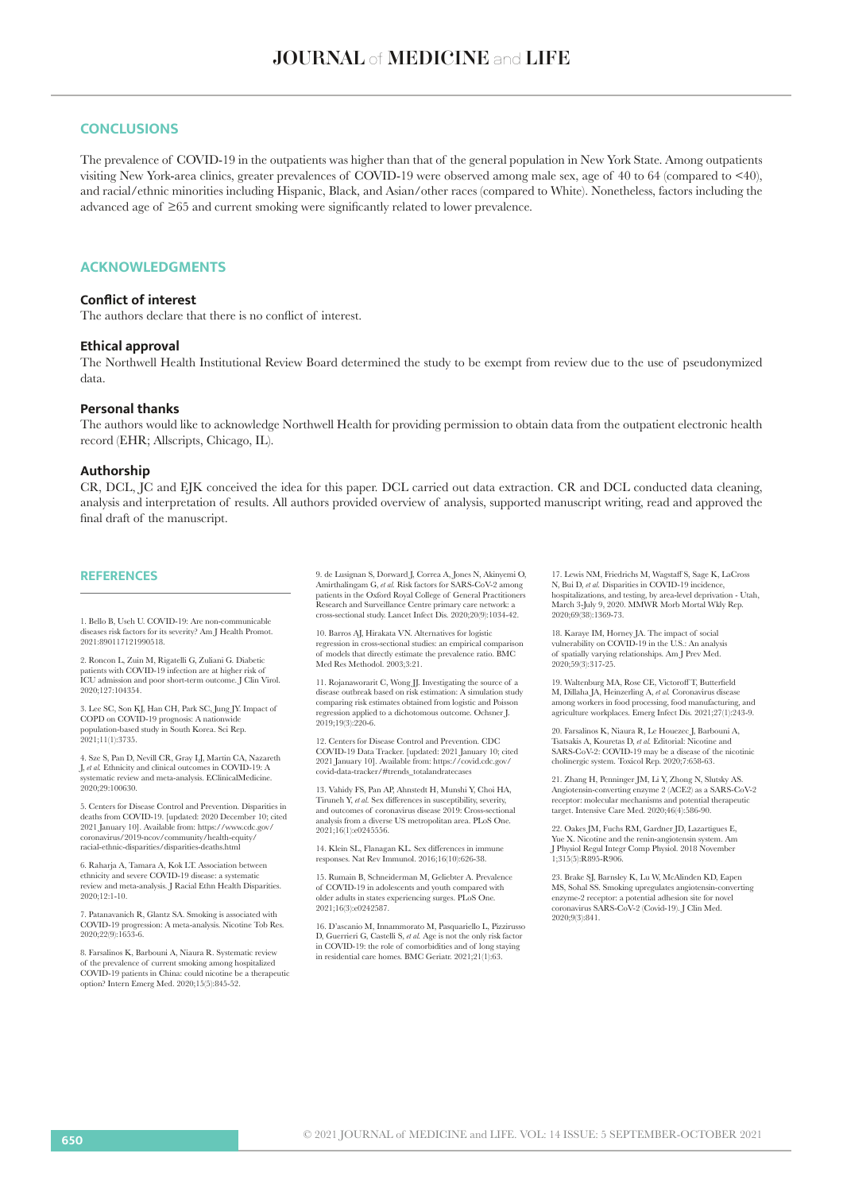## CONCLUSIONS

The prevalence of COVID-19 in the outpatients was higher than that of the general population in New York State. Among outpatients visiting New York-area clinics, greater prevalences of COVID-19 were observed among male sex, age of 40 to 64 (compared to <40), and racial/ethnic minorities including Hispanic, Black, and Asian/other races (compared to White). Nonetheless, factors including the advanced age of ≥65 and current smoking were significantly related to lower prevalence.

## ACKNOWLEDGMENTS

### Conflict of interest

The authors declare that there is no conflict of interest.

### Ethical approval

The Northwell Health Institutional Review Board determined the study to be exempt from review due to the use of pseudonymized data.

### Personal thanks

The authors would like to acknowledge Northwell Health for providing permission to obtain data from the outpatient electronic health record (EHR; Allscripts, Chicago, IL).

### Authorship

CR, DCL, JC and EJK conceived the idea for this paper. DCL carried out data extraction. CR and DCL conducted data cleaning, analysis and interpretation of results. All authors provided overview of analysis, supported manuscript writing, read and approved the final draft of the manuscript.

## REFERENCES

1. Bello B, Useh U. COVID-19: Are non-communicable diseases risk factors for its severity? Am J Health Promot. 2021:890117121990518.

2. Roncon L, Zuin M, Rigatelli G, Zuliani G. Diabetic patients with COVID-19 infection are at higher risk of ICU admission and poor short-term outcome. J Clin Virol. 2020;127:104354.

3. Lee SC, Son KJ, Han CH, Park SC, Jung JY. Impact of COPD on COVID-19 prognosis: A nationwide population-based study in South Korea. Sci Rep. 2021;11(1):3735.

4. Sze S, Pan D, Nevill CR, Gray LJ, Martin CA, Nazareth J, *et al.* Ethnicity and clinical outcomes in COVID-19: A systematic review and meta-analysis. EClinicalMedicine. 2020;29:100630.

5. Centers for Disease Control and Prevention. Disparities in deaths from COVID-19. [updated: 2020 December 10; cited 2021 January 10]. Available from: https://www.cdc.gov/coronavirus/2019-ncov/community/health-equity/racial-ethnic-disparities/disparities-deaths.html

6. Raharja A, Tamara A, Kok LT. Association between ethnicity and severe COVID-19 disease: a systematic review and meta-analysis. J Racial Ethn Health Disparities. 2020;12:1-10.

7. Patanavanich R, Glantz SA. Smoking is associated with COVID-19 progression: A meta-analysis. Nicotine Tob Res. 2020;22(9):1653-6.

8. Farsalinos K, Barbouni A, Niaura R. Systematic review of the prevalence of current smoking among hospitalized COVID-19 patients in China: could nicotine be a therapeutic option? Intern Emerg Med. 2020;15(5):845-52.

9. de Lusignan S, Dorward J, Correa A, Jones N, Akinyemi O, Amirthalingam G, *et al.* Risk factors for SARS-CoV-2 among patients in the Oxford Royal College of General Practitioners Research and Surveillance Centre primary care network: a cross-sectional study. Lancet Infect Dis. 2020;20(9):1034-42.

10. Barros AJ, Hirakata VN. Alternatives for logistic regression in cross-sectional studies: an empirical comparison of models that directly estimate the prevalence ratio. BMC Med Res Methodol. 2003;3:21.

11. Rojanaworarit C, Wong JJ. Investigating the source of a disease outbreak based on risk estimation: A simulation study comparing risk estimates obtained from logistic and Poisson regression applied to a dichotomous outcome. Ochsner J. 2019;19(3):220-6.

12. Centers for Disease Control and Prevention. CDC COVID-19 Data Tracker. [updated: 2021 January 10; cited 2021 January 10]. Available from: https://covid.cdc.gov/covid-data-tracker/#trends_totalandratecases

13. Vahidy FS, Pan AP, Ahnstedt H, Munshi Y, Choi HA, Tiruneh Y, *et al.* Sex differences in susceptibility, severity, and outcomes of coronavirus disease 2019: Cross-sectional analysis from a diverse US metropolitan area. PLoS One. 2021;16(1):e0245556.

14. Klein SL, Flanagan KL. Sex differences in immune responses. Nat Rev Immunol. 2016;16(10):626-38.

15. Rumain B, Schneiderman M, Geliebter A. Prevalence of COVID-19 in adolescents and youth compared with older adults in states experiencing surges. PLoS One. 2021;16(3):e0242587.

16. D'ascanio M, Innammorato M, Pasquariello L, Pizzirusso D, Guerrieri G, Castelli S, *et al.* Age is not the only risk factor in COVID-19: the role of comorbidities and of long staying in residential care homes. BMC Geriatr. 2021;21(1):63.

17. Lewis NM, Friedrichs M, Wagstaff S, Sage K, LaCross N, Bui D, *et al.* Disparities in COVID-19 incidence, hospitalizations, and testing, by area-level deprivation - Utah, March 3-July 9, 2020. MMWR Morb Mortal Wkly Rep. 2020;69(38):1369-73.

18. Karaye IM, Horney JA. The impact of social vulnerability on COVID-19 in the U.S.: An analysis of spatially varying relationships. Am J Prev Med. 2020;59(3):317-25.

19. Waltenburg MA, Rose CE, Victoroff T, Butterfield M, Dillaha JA, Heinzerling A, *et al.* Coronavirus disease among workers in food processing, food manufacturing, and agriculture workplaces. Emerg Infect Dis. 2021;27(1):243-9.

20. Farsalinos K, Niaura R, Le Houezec J, Barbouni A, Tsatsakis A, Kouretas D, *et al.* Editorial: Nicotine and SARS-CoV-2: COVID-19 may be a disease of the nicotinic cholinergic system. Toxicol Rep. 2020;7:658-63.

21. Zhang H, Penninger JM, Li Y, Zhong N, Slutsky AS. Angiotensin-converting enzyme 2 (ACE2) as a SARS-CoV-2 receptor: molecular mechanisms and potential therapeutic target. Intensive Care Med. 2020;46(4):586-90.

22. Oakes JM, Fuchs RM, Gardner JD, Lazartigues E, Yue X. Nicotine and the renin-angiotensin system. Am J Physiol Regul Integr Comp Physiol. 2018 November 1;315(5):R895-R906.

23. Brake SJ, Barnsley K, Lu W, McAlinden KD, Eapen MS, Sohal SS. Smoking upregulates angiotensin-converting enzyme-2 receptor: a potential adhesion site for novel coronavirus SARS-CoV-2 (Covid-19). J Clin Med. 2020;9(3):841.